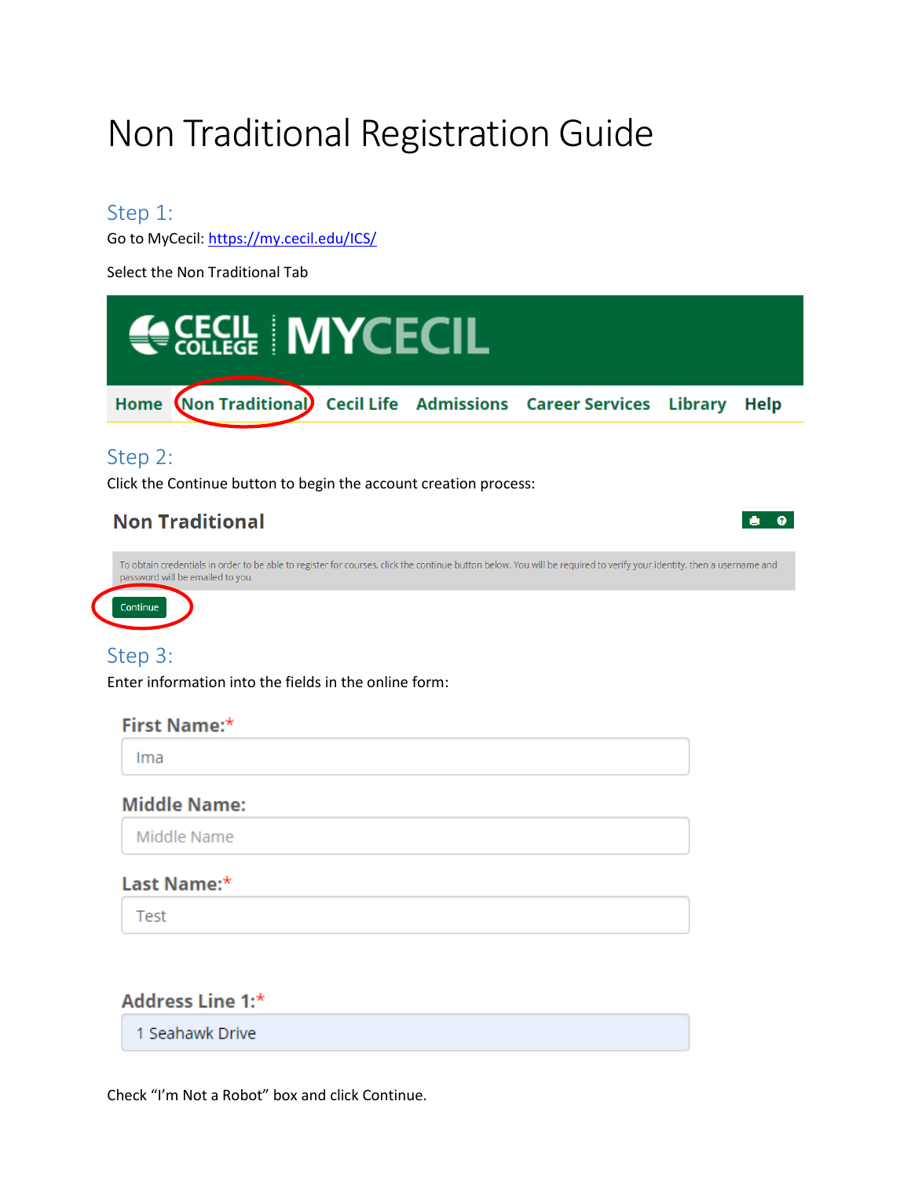# Non Traditional Registration Guide

## Step 1:

Go to MyCecil: https://my.cecil.edu/ICS/

Select the Non Traditional Tab

CECIL COLLEGE | MYCECIL

Home | Non Traditional | Cecil Life | Admissions | Career Services | Library | Help

## Step 2:

Click the Continue button to begin the account creation process:

**Non Traditional**

To obtain credentials in order to be able to register for courses, click the continue button below. You will be required to verify your identity, then a username and password will be emailed to you.

Continue

## Step 3:

Enter information into the fields in the online form:

**First Name:***

Ima

**Middle Name:**

Middle Name

**Last Name:***

Test

**Address Line 1:***

1 Seahawk Drive

Check "I'm Not a Robot" box and click Continue.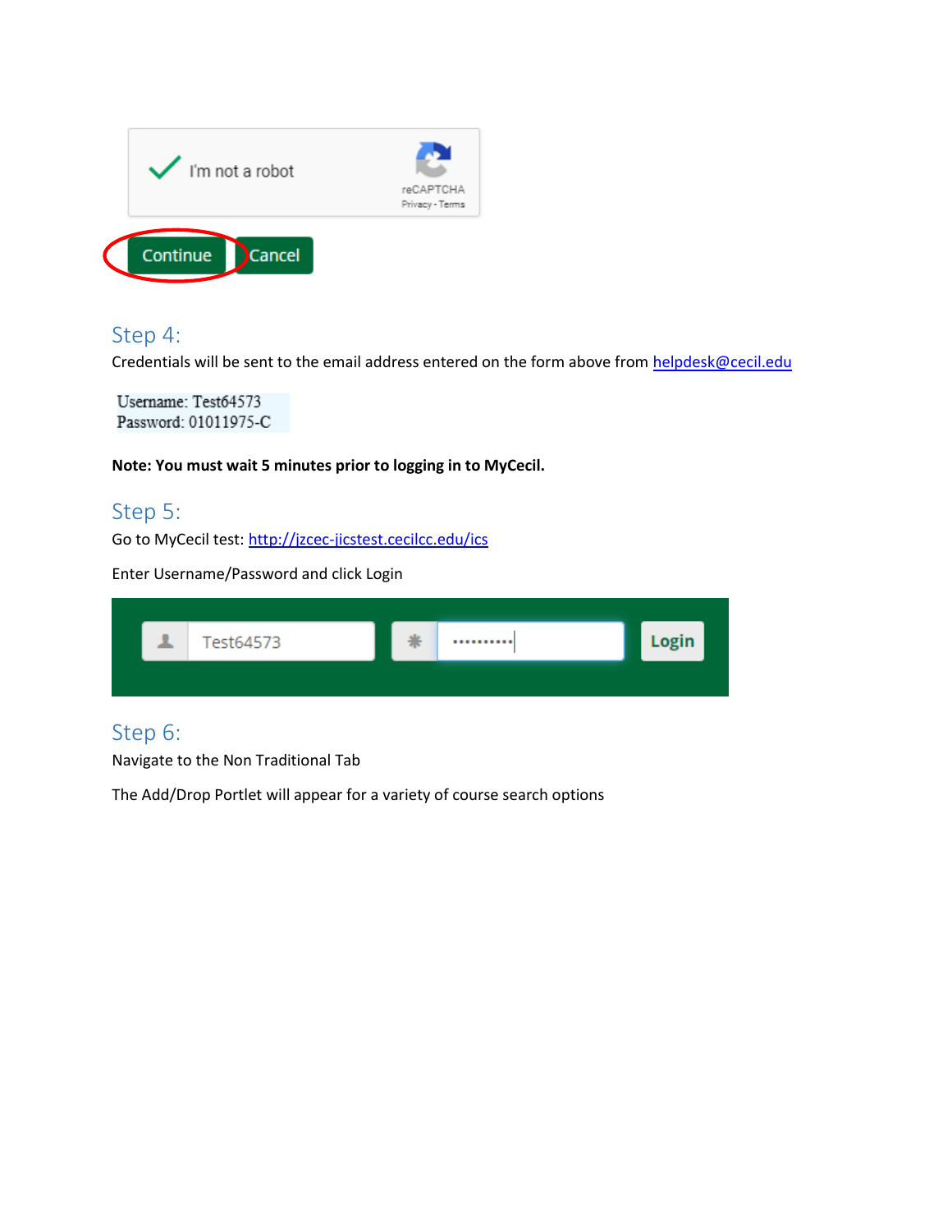I'm not a robot

Continue Cancel

## Step 4:

Credentials will be sent to the email address entered on the form above from helpdesk@cecil.edu

Username: Test64573
Password: 01011975-C

**Note: You must wait 5 minutes prior to logging in to MyCecil.**

## Step 5:

Go to MyCecil test: http://jzcec-jicstest.cecilcc.edu/ics

Enter Username/Password and click Login

Test64573 •••••••••• Login

## Step 6:

Navigate to the Non Traditional Tab

The Add/Drop Portlet will appear for a variety of course search options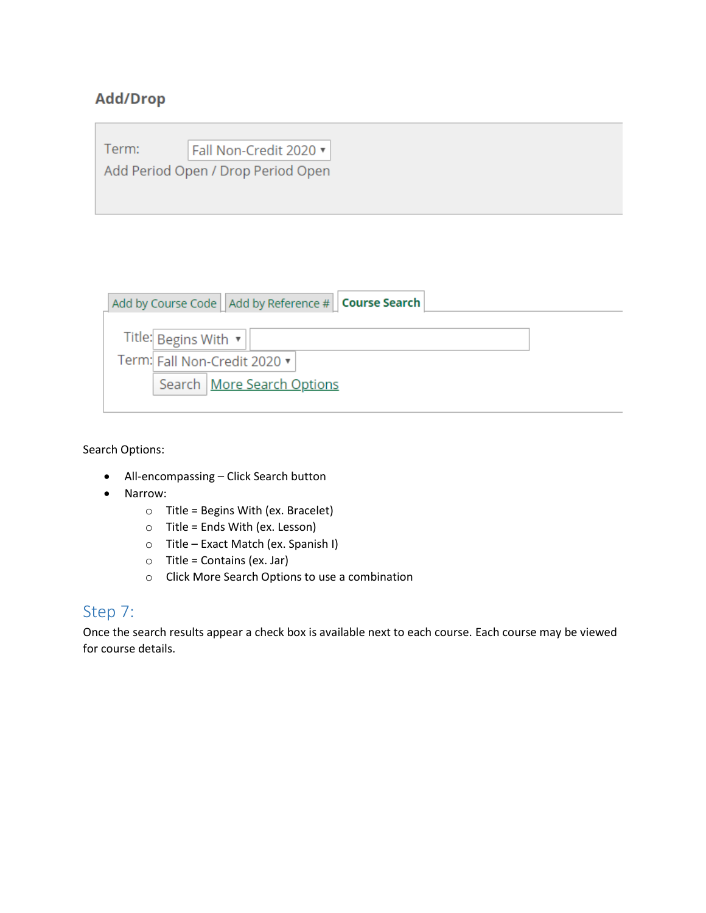**Add/Drop**

Term: Fall Non-Credit 2020
Add Period Open / Drop Period Open

Add by Course Code | Add by Reference # | **Course Search**

Title: Begins With
Term: Fall Non-Credit 2020
Search | More Search Options

Search Options:

- All-encompassing – Click Search button
- Narrow:
  - Title = Begins With (ex. Bracelet)
  - Title = Ends With (ex. Lesson)
  - Title – Exact Match (ex. Spanish I)
  - Title = Contains (ex. Jar)
  - Click More Search Options to use a combination

## Step 7:

Once the search results appear a check box is available next to each course. Each course may be viewed for course details.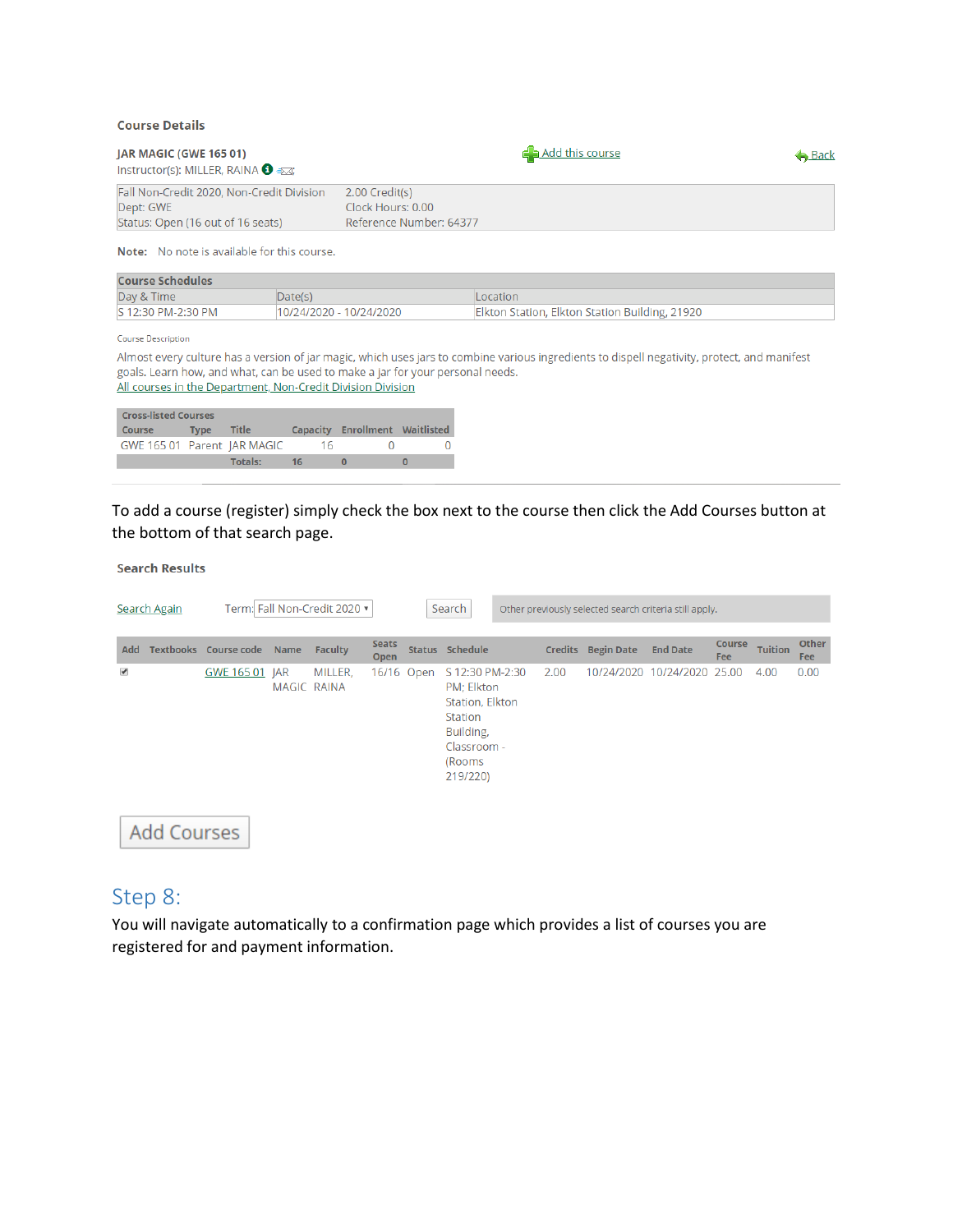**Course Details**

**JAR MAGIC (GWE 165 01)**
Instructor(s): MILLER, RAINA

Add this course

Back

| | |
|---|---|
| Fall Non-Credit 2020, Non-Credit Division | 2.00 Credit(s) |
| Dept: GWE | Clock Hours: 0.00 |
| Status: Open (16 out of 16 seats) | Reference Number: 64377 |

**Note:** No note is available for this course.

| Course Schedules | | |
|---|---|---|
| Day & Time | Date(s) | Location |
| S 12:30 PM-2:30 PM | 10/24/2020 - 10/24/2020 | Elkton Station, Elkton Station Building, 21920 |

Course Description

Almost every culture has a version of jar magic, which uses jars to combine various ingredients to dispell negativity, protect, and manifest goals. Learn how, and what, can be used to make a jar for your personal needs.

All courses in the Department, Non-Credit Division Division

| Cross-listed Courses | | | | | |
|---|---|---|---|---|---|
| Course | Type | Title | Capacity | Enrollment | Waitlisted |
| GWE 165 01 | Parent | JAR MAGIC | 16 | 0 | 0 |
| | | Totals: | 16 | 0 | 0 |

To add a course (register) simply check the box next to the course then click the Add Courses button at the bottom of that search page.

**Search Results**

Search Again    Term: Fall Non-Credit 2020    Search    Other previously selected search criteria still apply.

| Add | Textbooks | Course code | Name | Faculty | Seats Open | Status | Schedule | Credits | Begin Date | End Date | Course Fee | Tuition | Other Fee |
|---|---|---|---|---|---|---|---|---|---|---|---|---|---|
| ✔ | | GWE 165 01 | JAR MAGIC | MILLER, RAINA | 16/16 | Open | S 12:30 PM-2:30 PM; Elkton Station, Elkton Station Building, Classroom - (Rooms 219/220) | 2.00 | 10/24/2020 | 10/24/2020 | 25.00 | 4.00 | 0.00 |

Add Courses

## Step 8:

You will navigate automatically to a confirmation page which provides a list of courses you are registered for and payment information.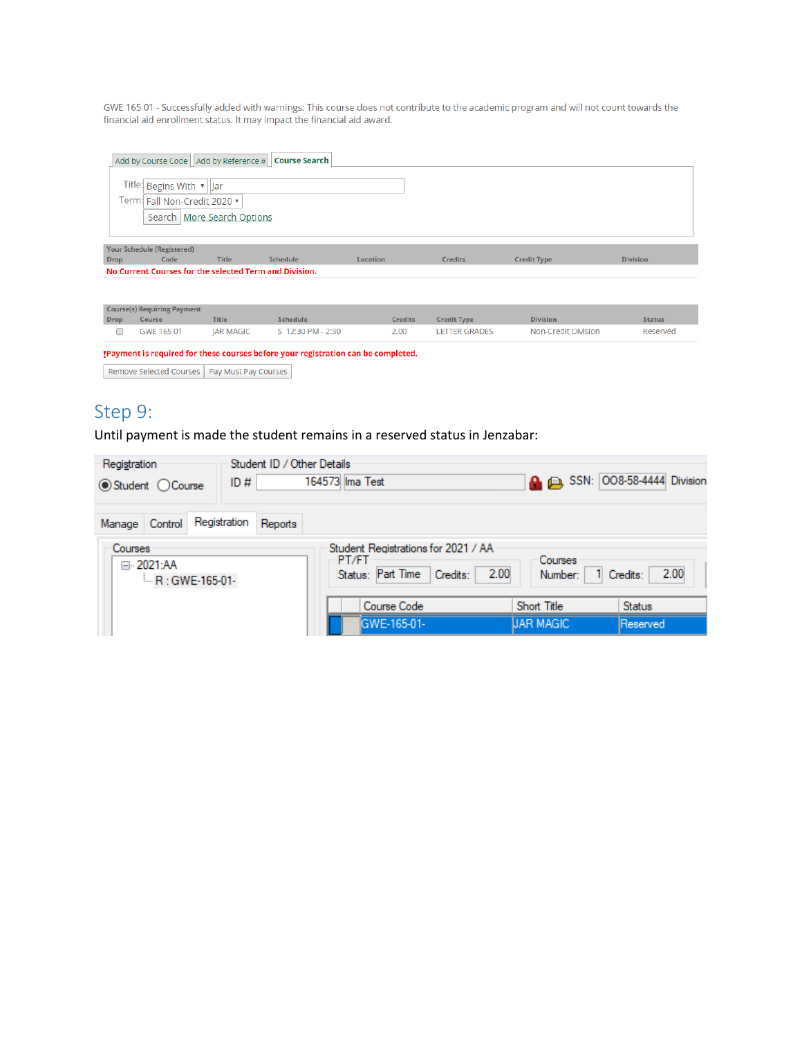GWE 165 01 - Successfully added with warnings: This course does not contribute to the academic program and will not count towards the financial aid enrollment status. It may impact the financial aid award.

Add by Course Code | Add by Reference # | Course Search

Title: Begins With Jar

Term: Fall Non-Credit 2020

Search | More Search Options

Your Schedule (Registered)

| Drop | Code | Title | Schedule | Location | Credits | Credit Type | Division |
|---|---|---|---|---|---|---|---|

No Current Courses for the selected Term and Division.

Course(s) Requiring Payment

| Drop | Course | Title | Schedule | Credits | Credit Type | Division | Status |
|---|---|---|---|---|---|---|---|
| | GWE 165 01 | JAR MAGIC | S 12:30 PM - 2:30 | 2.00 | LETTER GRADES | Non-Credit Division | Reserved |

!Payment is required for these courses before your registration can be completed.

Remove Selected Courses | Pay Must Pay Courses

## Step 9:

Until payment is made the student remains in a reserved status in Jenzabar:

Registration: Student / Course

Student ID / Other Details

ID # 164573 Ima Test SSN: 008-58-4444 Division

Manage | Control | Registration | Reports

Courses

2021:AA

R : GWE-165-01-

Student Registrations for 2021 / AA

PT/FT Status: Part Time Credits: 2.00

Courses Number: 1 Credits: 2.00

| Course Code | Short Title | Status |
|---|---|---|
| GWE-165-01- | JAR MAGIC | Reserved |